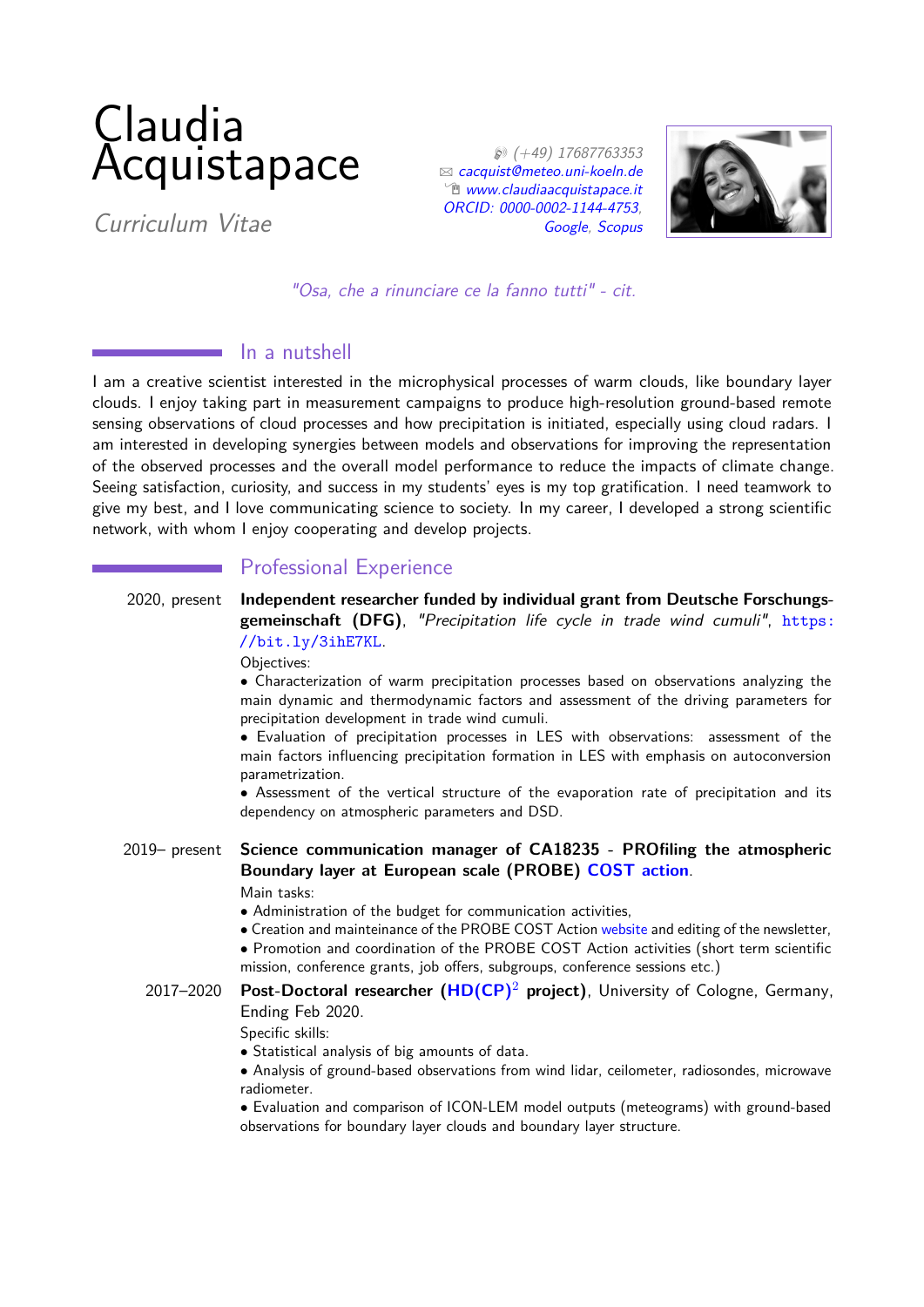# Claudia Acquistapace

*Curriculum Vitae*

(+49) 17687763353
cacquist@meteo.uni-koeln.de
www.claudiaacquistapace.it
ORCID: 0000-0002-1144-4753,
Google, Scopus

*"Osa, che a rinunciare ce la fanno tutti" - cit.*

## In a nutshell

I am a creative scientist interested in the microphysical processes of warm clouds, like boundary layer clouds. I enjoy taking part in measurement campaigns to produce high-resolution ground-based remote sensing observations of cloud processes and how precipitation is initiated, especially using cloud radars. I am interested in developing synergies between models and observations for improving the representation of the observed processes and the overall model performance to reduce the impacts of climate change. Seeing satisfaction, curiosity, and success in my students' eyes is my top gratification. I need teamwork to give my best, and I love communicating science to society. In my career, I developed a strong scientific network, with whom I enjoy cooperating and develop projects.

## Professional Experience

**2020, present** — **Independent researcher funded by individual grant from Deutsche Forschungsgemeinschaft (DFG)**, *"Precipitation life cycle in trade wind cumuli"*, `https://bit.ly/3ihE7KL`.
Objectives:
- Characterization of warm precipitation processes based on observations analyzing the main dynamic and thermodynamic factors and assessment of the driving parameters for precipitation development in trade wind cumuli.
- Evaluation of precipitation processes in LES with observations: assessment of the main factors influencing precipitation formation in LES with emphasis on autoconversion parametrization.
- Assessment of the vertical structure of the evaporation rate of precipitation and its dependency on atmospheric parameters and DSD.

**2019– present** — **Science communication manager of CA18235 - PROfiling the atmospheric Boundary layer at European scale (PROBE) COST action**.
Main tasks:
- Administration of the budget for communication activities,
- Creation and mainteinance of the PROBE COST Action website and editing of the newsletter,
- Promotion and coordination of the PROBE COST Action activities (short term scientific mission, conference grants, job offers, subgroups, conference sessions etc.)

**2017–2020** — **Post-Doctoral researcher ($HD(CP)^2$ project)**, University of Cologne, Germany, Ending Feb 2020.
Specific skills:
- Statistical analysis of big amounts of data.
- Analysis of ground-based observations from wind lidar, ceilometer, radiosondes, microwave radiometer.
- Evaluation and comparison of ICON-LEM model outputs (meteograms) with ground-based observations for boundary layer clouds and boundary layer structure.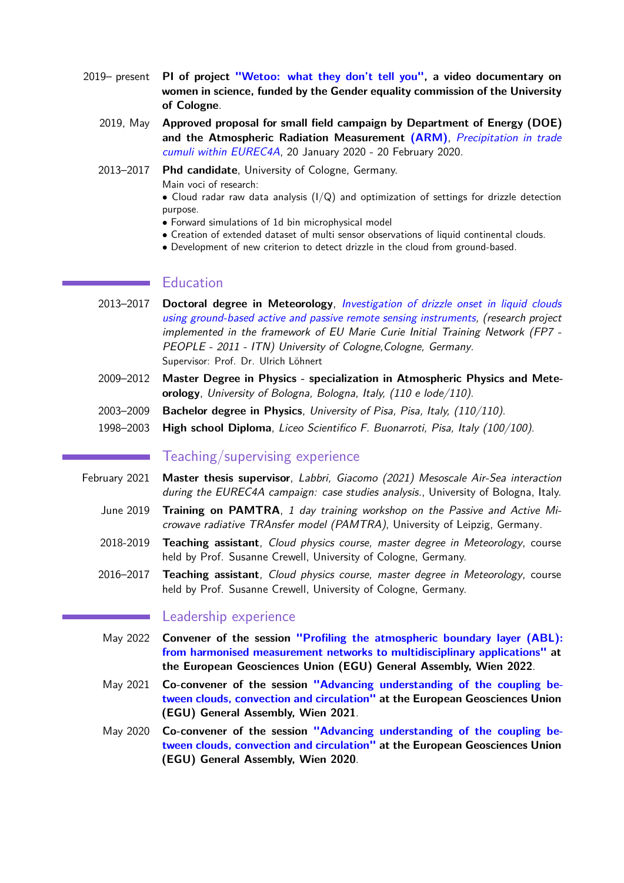2019– present **PI of project "Wetoo: what they don't tell you", a video documentary on women in science, funded by the Gender equality commission of the University of Cologne**.

2019, May **Approved proposal for small field campaign by Department of Energy (DOE) and the Atmospheric Radiation Measurement (ARM)**, *Precipitation in trade cumuli within EUREC4A*, 20 January 2020 - 20 February 2020.

2013–2017 **Phd candidate**, University of Cologne, Germany.
Main voci of research:
- Cloud radar raw data analysis (I/Q) and optimization of settings for drizzle detection purpose.
- Forward simulations of 1d bin microphysical model
- Creation of extended dataset of multi sensor observations of liquid continental clouds.
- Development of new criterion to detect drizzle in the cloud from ground-based.

## Education

2013–2017 **Doctoral degree in Meteorology**, *Investigation of drizzle onset in liquid clouds using ground-based active and passive remote sensing instruments, (research project implemented in the framework of EU Marie Curie Initial Training Network (FP7 - PEOPLE - 2011 - ITN) University of Cologne,Cologne, Germany*.
Supervisor: Prof. Dr. Ulrich Löhnert

2009–2012 **Master Degree in Physics - specialization in Atmospheric Physics and Meteorology**, *University of Bologna, Bologna, Italy, (110 e lode/110)*.

2003–2009 **Bachelor degree in Physics**, *University of Pisa, Pisa, Italy, (110/110)*.

1998–2003 **High school Diploma**, *Liceo Scientifico F. Buonarroti, Pisa, Italy (100/100)*.

## Teaching/supervising experience

February 2021 **Master thesis supervisor**, *Labbri, Giacomo (2021) Mesoscale Air-Sea interaction during the EUREC4A campaign: case studies analysis.*, University of Bologna, Italy.

June 2019 **Training on PAMTRA**, *1 day training workshop on the Passive and Active Microwave radiative TRAnsfer model (PAMTRA)*, University of Leipzig, Germany.

2018-2019 **Teaching assistant**, *Cloud physics course, master degree in Meteorology*, course held by Prof. Susanne Crewell, University of Cologne, Germany.

2016–2017 **Teaching assistant**, *Cloud physics course, master degree in Meteorology*, course held by Prof. Susanne Crewell, University of Cologne, Germany.

## Leadership experience

May 2022 **Convener of the session "Profiling the atmospheric boundary layer (ABL): from harmonised measurement networks to multidisciplinary applications" at the European Geosciences Union (EGU) General Assembly, Wien 2022**.

May 2021 **Co-convener of the session "Advancing understanding of the coupling between clouds, convection and circulation" at the European Geosciences Union (EGU) General Assembly, Wien 2021**.

May 2020 **Co-convener of the session "Advancing understanding of the coupling between clouds, convection and circulation" at the European Geosciences Union (EGU) General Assembly, Wien 2020**.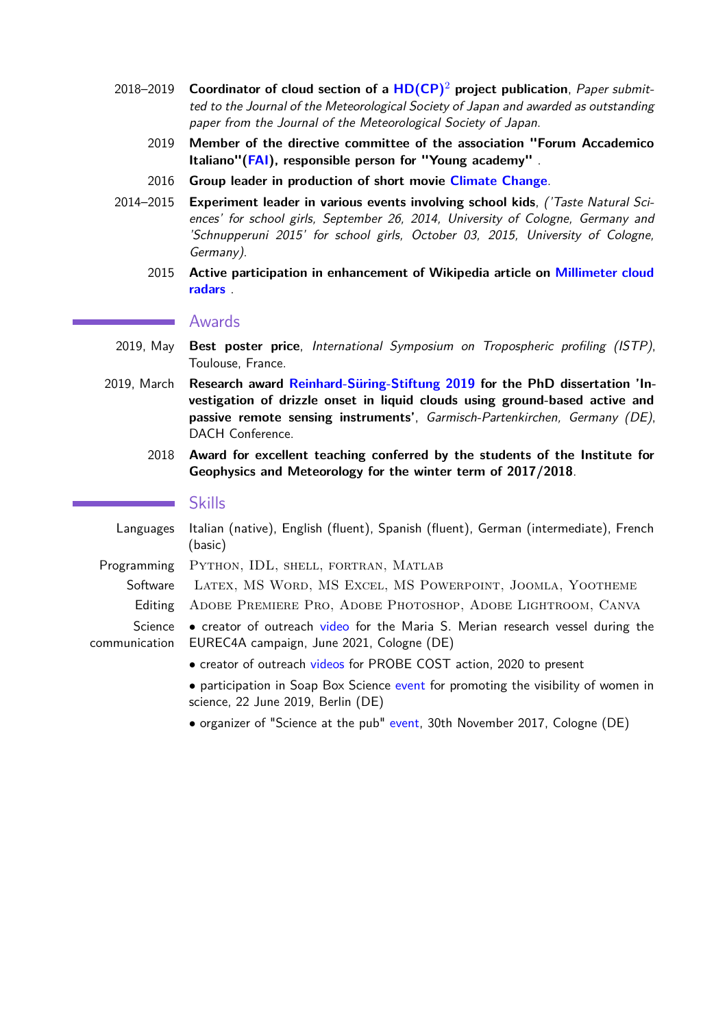2018–2019 **Coordinator of cloud section of a HD(CP)$^2$ project publication**, *Paper submitted to the Journal of the Meteorological Society of Japan and awarded as outstanding paper from the Journal of the Meteorological Society of Japan.*

2019 **Member of the directive committee of the association "Forum Accademico Italiano"(FAI), responsible person for "Young academy"** .

2016 **Group leader in production of short movie Climate Change**.

2014–2015 **Experiment leader in various events involving school kids**, *('Taste Natural Sciences' for school girls, September 26, 2014, University of Cologne, Germany and 'Schnupperuni 2015' for school girls, October 03, 2015, University of Cologne, Germany).*

2015 **Active participation in enhancement of Wikipedia article on Millimeter cloud radars** .

## Awards

2019, May **Best poster price**, *International Symposium on Tropospheric profiling (ISTP)*, Toulouse, France.

2019, March **Research award Reinhard-Süring-Stiftung 2019 for the PhD dissertation 'Investigation of drizzle onset in liquid clouds using ground-based active and passive remote sensing instruments'**, *Garmisch-Partenkirchen, Germany (DE)*, DACH Conference.

2018 **Award for excellent teaching conferred by the students of the Institute for Geophysics and Meteorology for the winter term of 2017/2018**.

## Skills

Languages Italian (native), English (fluent), Spanish (fluent), German (intermediate), French (basic)

Programming Python, IDL, shell, fortran, Matlab

Software Latex, MS Word, MS Excel, MS Powerpoint, Joomla, Yootheme

Editing Adobe Premiere Pro, Adobe Photoshop, Adobe Lightroom, Canva

Science communication

- creator of outreach video for the Maria S. Merian research vessel during the EUREC4A campaign, June 2021, Cologne (DE)
- creator of outreach videos for PROBE COST action, 2020 to present
- participation in Soap Box Science event for promoting the visibility of women in science, 22 June 2019, Berlin (DE)
- organizer of "Science at the pub" event, 30th November 2017, Cologne (DE)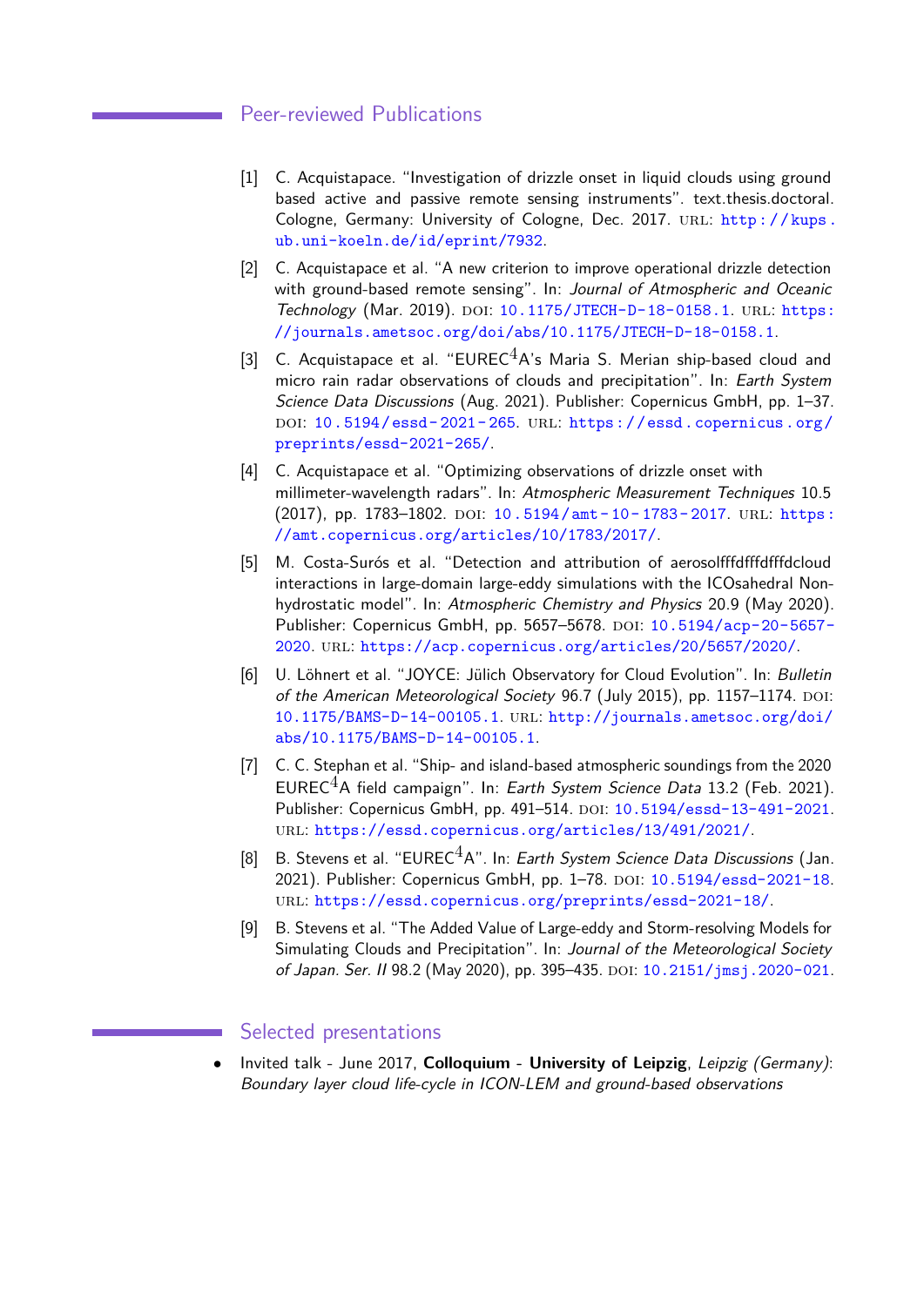## Peer-reviewed Publications

[1] C. Acquistapace. "Investigation of drizzle onset in liquid clouds using ground based active and passive remote sensing instruments". text.thesis.doctoral. Cologne, Germany: University of Cologne, Dec. 2017. URL: http://kups.ub.uni-koeln.de/id/eprint/7932.

[2] C. Acquistapace et al. "A new criterion to improve operational drizzle detection with ground-based remote sensing". In: *Journal of Atmospheric and Oceanic Technology* (Mar. 2019). DOI: 10.1175/JTECH-D-18-0158.1. URL: https://journals.ametsoc.org/doi/abs/10.1175/JTECH-D-18-0158.1.

[3] C. Acquistapace et al. "EUREC$^4$A's Maria S. Merian ship-based cloud and micro rain radar observations of clouds and precipitation". In: *Earth System Science Data Discussions* (Aug. 2021). Publisher: Copernicus GmbH, pp. 1–37. DOI: 10.5194/essd-2021-265. URL: https://essd.copernicus.org/preprints/essd-2021-265/.

[4] C. Acquistapace et al. "Optimizing observations of drizzle onset with millimeter-wavelength radars". In: *Atmospheric Measurement Techniques* 10.5 (2017), pp. 1783–1802. DOI: 10.5194/amt-10-1783-2017. URL: https://amt.copernicus.org/articles/10/1783/2017/.

[5] M. Costa-Surós et al. "Detection and attribution of aerosolfffdfffdfffdcloud interactions in large-domain large-eddy simulations with the ICOsahedral Non-hydrostatic model". In: *Atmospheric Chemistry and Physics* 20.9 (May 2020). Publisher: Copernicus GmbH, pp. 5657–5678. DOI: 10.5194/acp-20-5657-2020. URL: https://acp.copernicus.org/articles/20/5657/2020/.

[6] U. Löhnert et al. "JOYCE: Jülich Observatory for Cloud Evolution". In: *Bulletin of the American Meteorological Society* 96.7 (July 2015), pp. 1157–1174. DOI: 10.1175/BAMS-D-14-00105.1. URL: http://journals.ametsoc.org/doi/abs/10.1175/BAMS-D-14-00105.1.

[7] C. C. Stephan et al. "Ship- and island-based atmospheric soundings from the 2020 EUREC$^4$A field campaign". In: *Earth System Science Data* 13.2 (Feb. 2021). Publisher: Copernicus GmbH, pp. 491–514. DOI: 10.5194/essd-13-491-2021. URL: https://essd.copernicus.org/articles/13/491/2021/.

[8] B. Stevens et al. "EUREC$^4$A". In: *Earth System Science Data Discussions* (Jan. 2021). Publisher: Copernicus GmbH, pp. 1–78. DOI: 10.5194/essd-2021-18. URL: https://essd.copernicus.org/preprints/essd-2021-18/.

[9] B. Stevens et al. "The Added Value of Large-eddy and Storm-resolving Models for Simulating Clouds and Precipitation". In: *Journal of the Meteorological Society of Japan. Ser. II* 98.2 (May 2020), pp. 395–435. DOI: 10.2151/jmsj.2020-021.

## Selected presentations

- Invited talk - June 2017, **Colloquium** - **University of Leipzig**, *Leipzig (Germany)*: *Boundary layer cloud life-cycle in ICON-LEM and ground-based observations*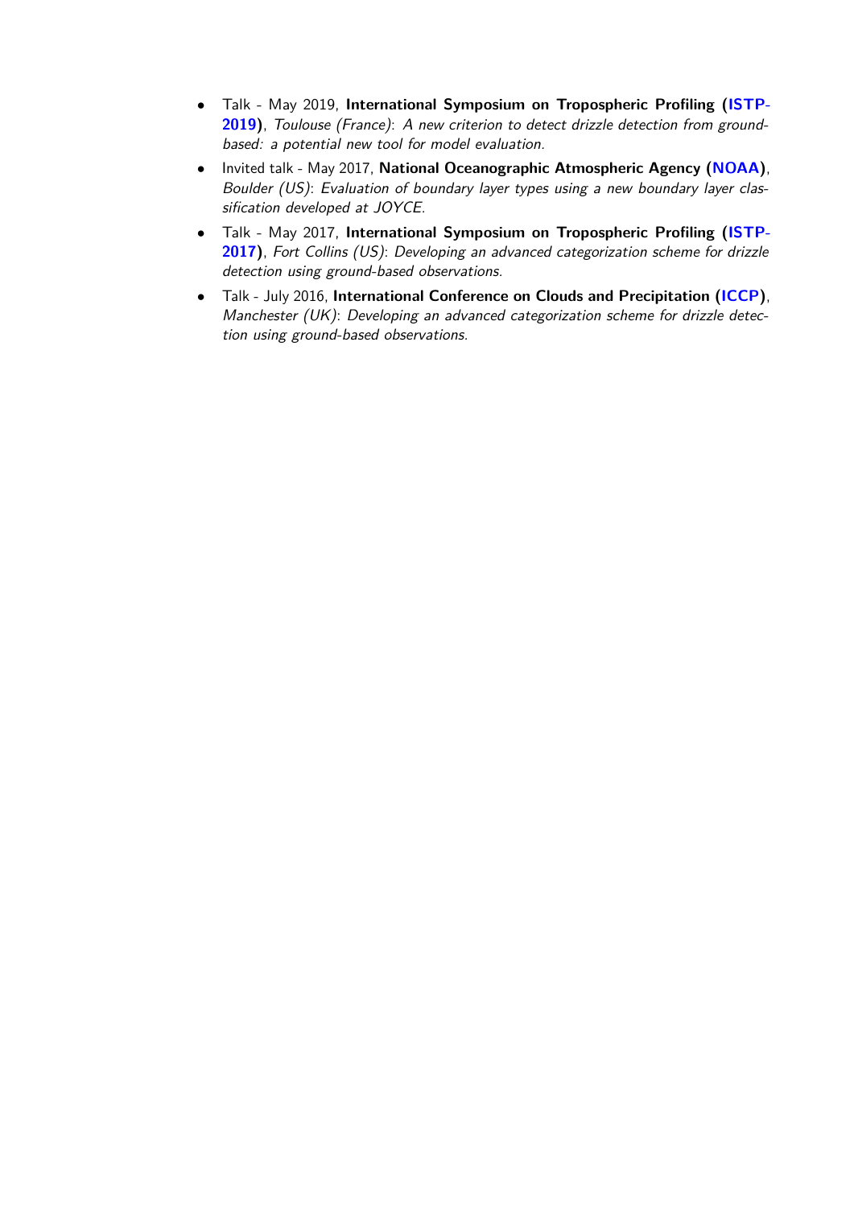- Talk - May 2019, **International Symposium on Tropospheric Profiling (ISTP-2019)**, *Toulouse (France)*: *A new criterion to detect drizzle detection from ground-based: a potential new tool for model evaluation.*
- Invited talk - May 2017, **National Oceanographic Atmospheric Agency (NOAA)**, *Boulder (US)*: *Evaluation of boundary layer types using a new boundary layer classification developed at JOYCE.*
- Talk - May 2017, **International Symposium on Tropospheric Profiling (ISTP-2017)**, *Fort Collins (US)*: *Developing an advanced categorization scheme for drizzle detection using ground-based observations.*
- Talk - July 2016, **International Conference on Clouds and Precipitation (ICCP)**, *Manchester (UK)*: *Developing an advanced categorization scheme for drizzle detection using ground-based observations.*